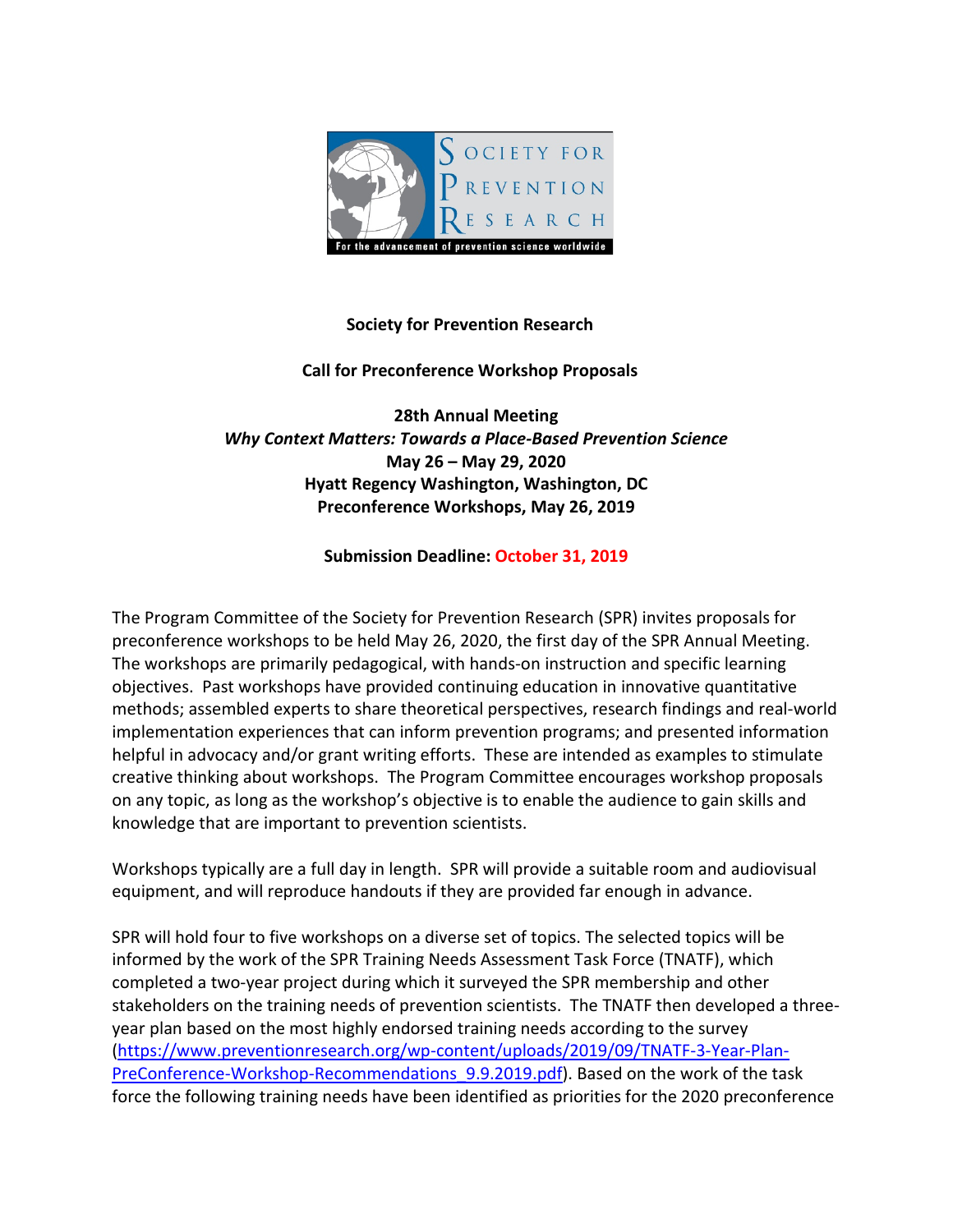**Society for Prevention Research**

**Call for Preconference Workshop Proposals**

**28th Annual Meeting**
***Why Context Matters: Towards a Place-Based Prevention Science***
**May 26 – May 29, 2020**
**Hyatt Regency Washington, Washington, DC**
**Preconference Workshops, May 26, 2019**

**Submission Deadline: October 31, 2019**

The Program Committee of the Society for Prevention Research (SPR) invites proposals for preconference workshops to be held May 26, 2020, the first day of the SPR Annual Meeting. The workshops are primarily pedagogical, with hands-on instruction and specific learning objectives. Past workshops have provided continuing education in innovative quantitative methods; assembled experts to share theoretical perspectives, research findings and real-world implementation experiences that can inform prevention programs; and presented information helpful in advocacy and/or grant writing efforts. These are intended as examples to stimulate creative thinking about workshops. The Program Committee encourages workshop proposals on any topic, as long as the workshop's objective is to enable the audience to gain skills and knowledge that are important to prevention scientists.

Workshops typically are a full day in length. SPR will provide a suitable room and audiovisual equipment, and will reproduce handouts if they are provided far enough in advance.

SPR will hold four to five workshops on a diverse set of topics. The selected topics will be informed by the work of the SPR Training Needs Assessment Task Force (TNATF), which completed a two-year project during which it surveyed the SPR membership and other stakeholders on the training needs of prevention scientists. The TNATF then developed a three-year plan based on the most highly endorsed training needs according to the survey (https://www.preventionresearch.org/wp-content/uploads/2019/09/TNATF-3-Year-Plan-PreConference-Workshop-Recommendations_9.9.2019.pdf). Based on the work of the task force the following training needs have been identified as priorities for the 2020 preconference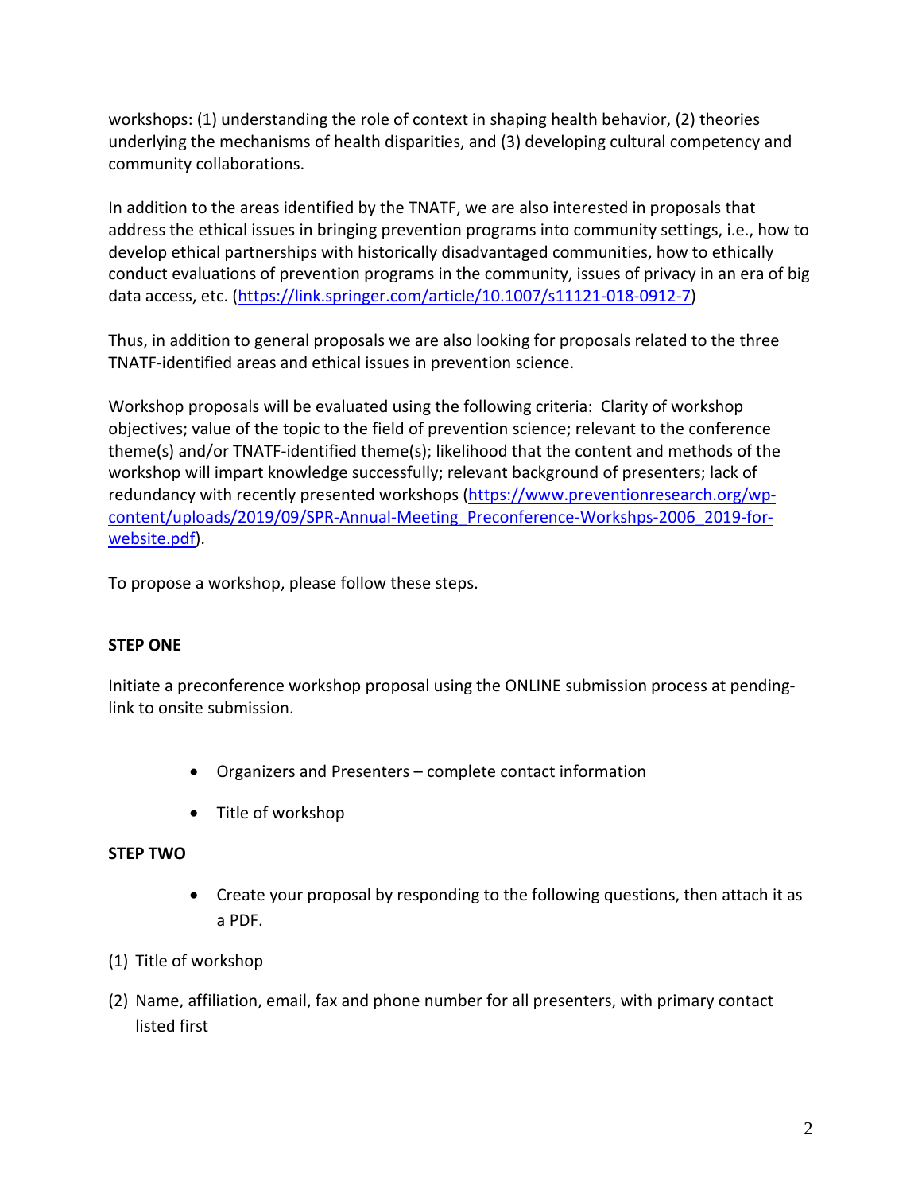workshops: (1) understanding the role of context in shaping health behavior, (2) theories underlying the mechanisms of health disparities, and (3) developing cultural competency and community collaborations.

In addition to the areas identified by the TNATF, we are also interested in proposals that address the ethical issues in bringing prevention programs into community settings, i.e., how to develop ethical partnerships with historically disadvantaged communities, how to ethically conduct evaluations of prevention programs in the community, issues of privacy in an era of big data access, etc. (https://link.springer.com/article/10.1007/s11121-018-0912-7)

Thus, in addition to general proposals we are also looking for proposals related to the three TNATF-identified areas and ethical issues in prevention science.

Workshop proposals will be evaluated using the following criteria: Clarity of workshop objectives; value of the topic to the field of prevention science; relevant to the conference theme(s) and/or TNATF-identified theme(s); likelihood that the content and methods of the workshop will impart knowledge successfully; relevant background of presenters; lack of redundancy with recently presented workshops (https://www.preventionresearch.org/wp-content/uploads/2019/09/SPR-Annual-Meeting_Preconference-Workshps-2006_2019-for-website.pdf).

To propose a workshop, please follow these steps.

**STEP ONE**

Initiate a preconference workshop proposal using the ONLINE submission process at pending-link to onsite submission.

- Organizers and Presenters – complete contact information
- Title of workshop

**STEP TWO**

- Create your proposal by responding to the following questions, then attach it as a PDF.

(1) Title of workshop

(2) Name, affiliation, email, fax and phone number for all presenters, with primary contact listed first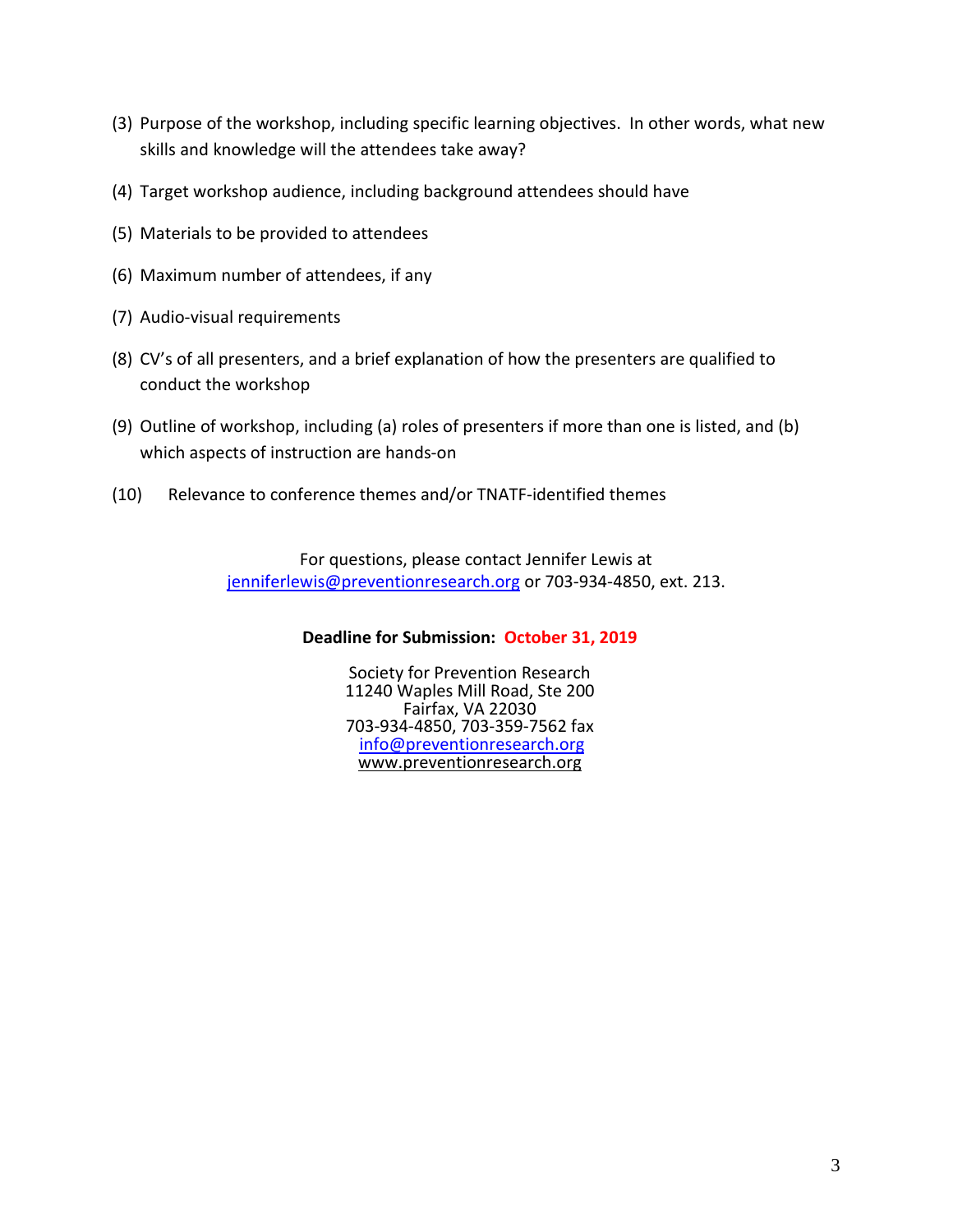(3) Purpose of the workshop, including specific learning objectives. In other words, what new skills and knowledge will the attendees take away?

(4) Target workshop audience, including background attendees should have

(5) Materials to be provided to attendees

(6) Maximum number of attendees, if any

(7) Audio-visual requirements

(8) CV's of all presenters, and a brief explanation of how the presenters are qualified to conduct the workshop

(9) Outline of workshop, including (a) roles of presenters if more than one is listed, and (b) which aspects of instruction are hands-on

(10) Relevance to conference themes and/or TNATF-identified themes

For questions, please contact Jennifer Lewis at jenniferlewis@preventionresearch.org or 703-934-4850, ext. 213.

**Deadline for Submission: October 31, 2019**

Society for Prevention Research
11240 Waples Mill Road, Ste 200
Fairfax, VA 22030
703-934-4850, 703-359-7562 fax
info@preventionresearch.org
www.preventionresearch.org